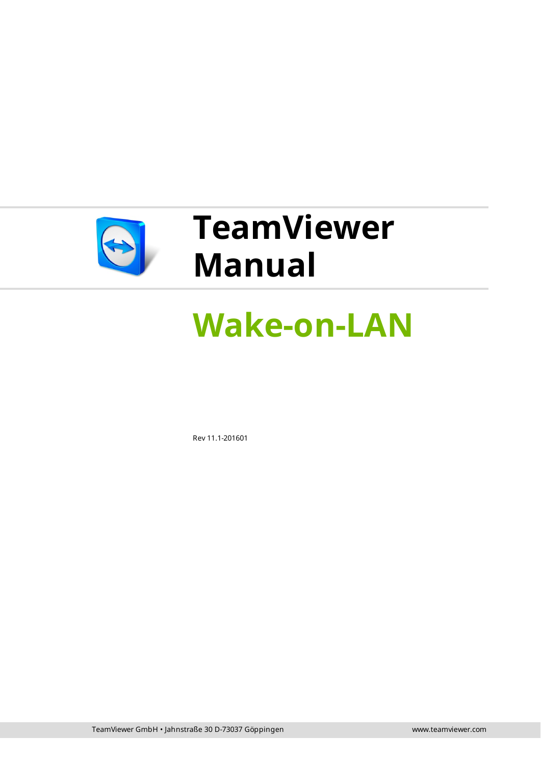# TeamViewer Manual

## Wake-on-LAN

Rev 11.1-201601

TeamViewer GmbH • Jahnstraße 30 D-73037 Göppingen

www.teamviewer.com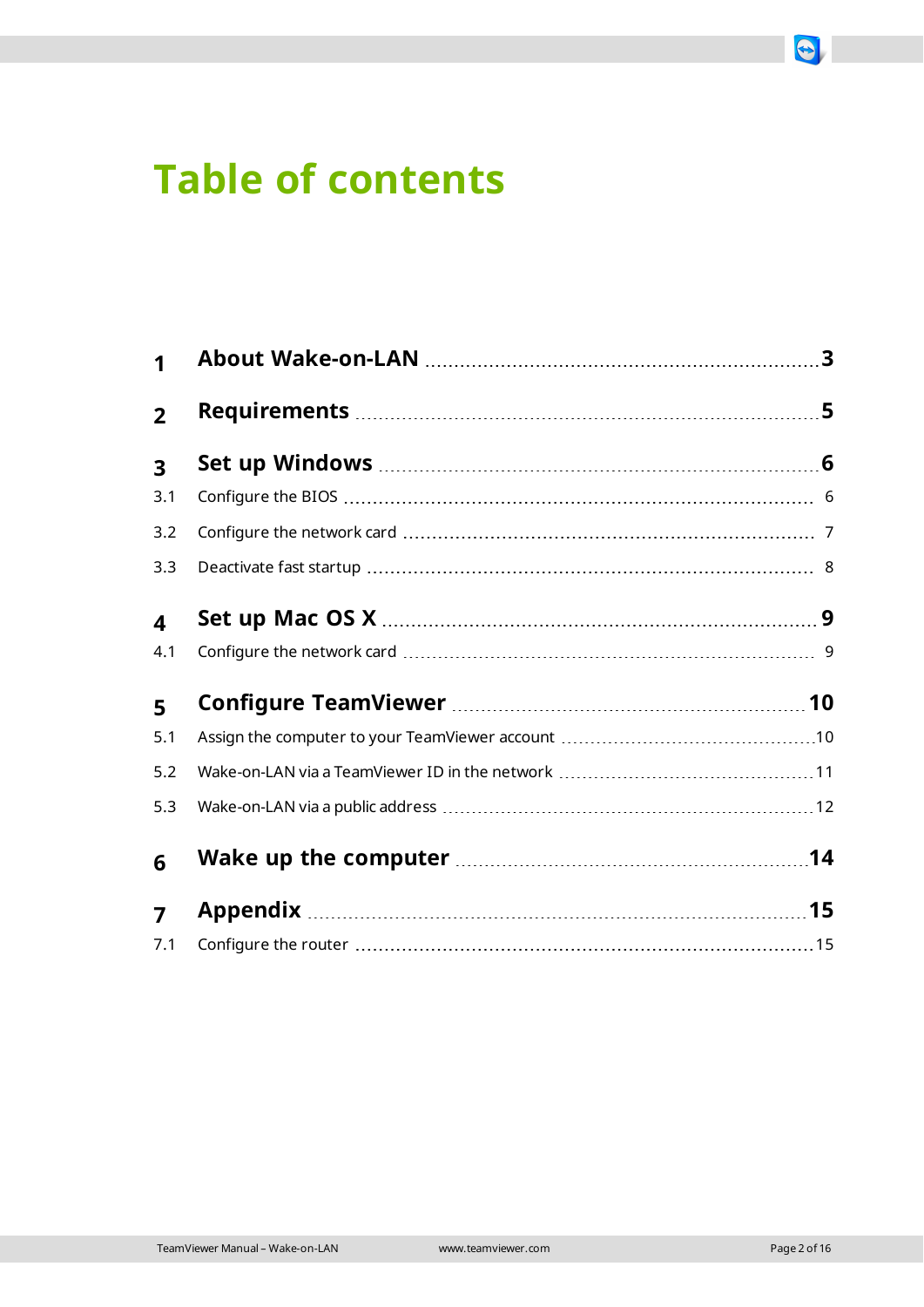# Table of contents

**1 About Wake-on-LAN** .......... **3**

**2 Requirements** .......... **5**

**3 Set up Windows** .......... **6**

3.1 Configure the BIOS .......... 6

3.2 Configure the network card .......... 7

3.3 Deactivate fast startup .......... 8

**4 Set up Mac OS X** .......... **9**

4.1 Configure the network card .......... 9

**5 Configure TeamViewer** .......... **10**

5.1 Assign the computer to your TeamViewer account .......... 10

5.2 Wake-on-LAN via a TeamViewer ID in the network .......... 11

5.3 Wake-on-LAN via a public address .......... 12

**6 Wake up the computer** .......... **14**

**7 Appendix** .......... **15**

7.1 Configure the router .......... 15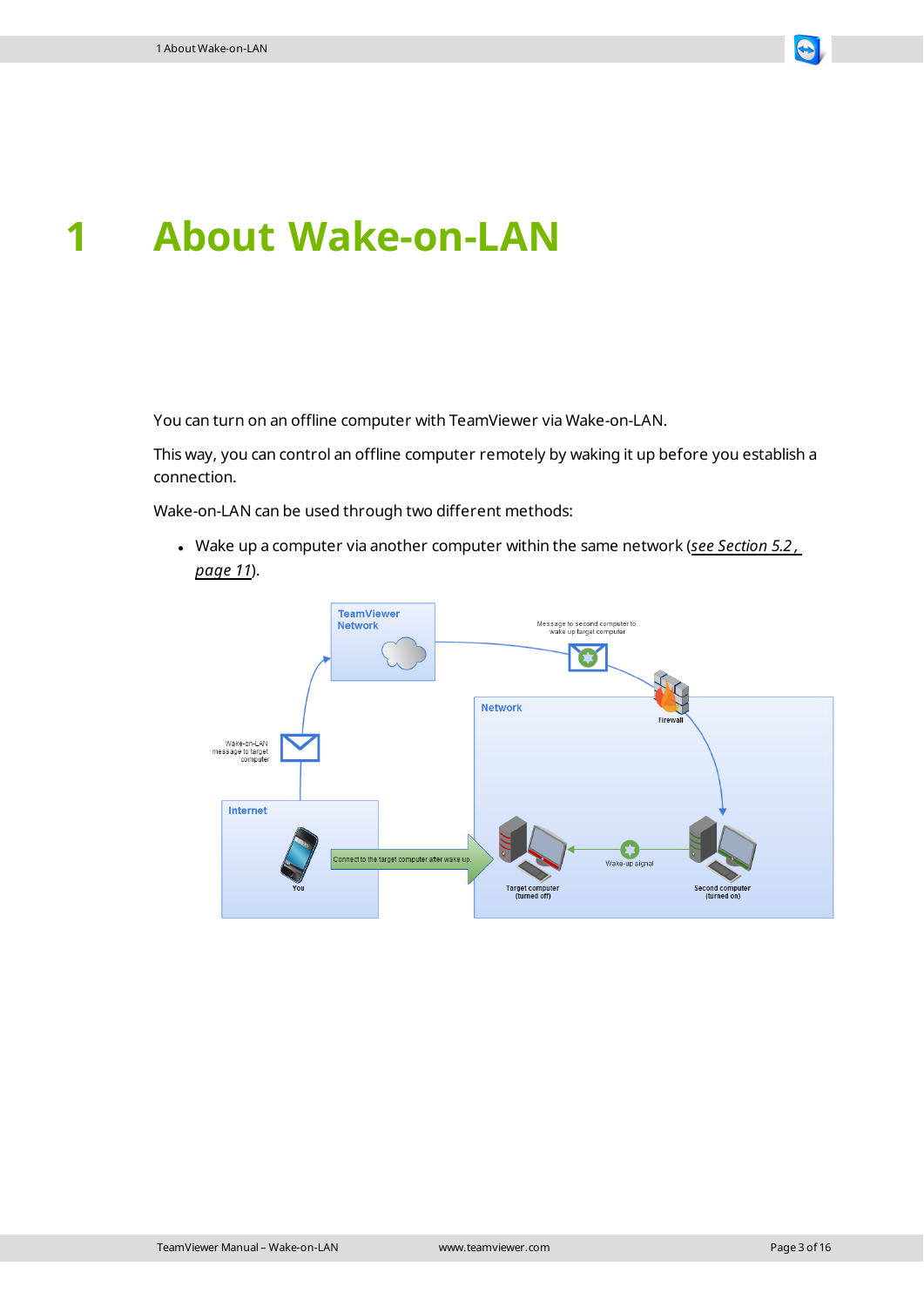# 1 About Wake-on-LAN

You can turn on an offline computer with TeamViewer via Wake-on-LAN.

This way, you can control an offline computer remotely by waking it up before you establish a connection.

Wake-on-LAN can be used through two different methods:

- Wake up a computer via another computer within the same network (*see Section 5.2 , page 11*).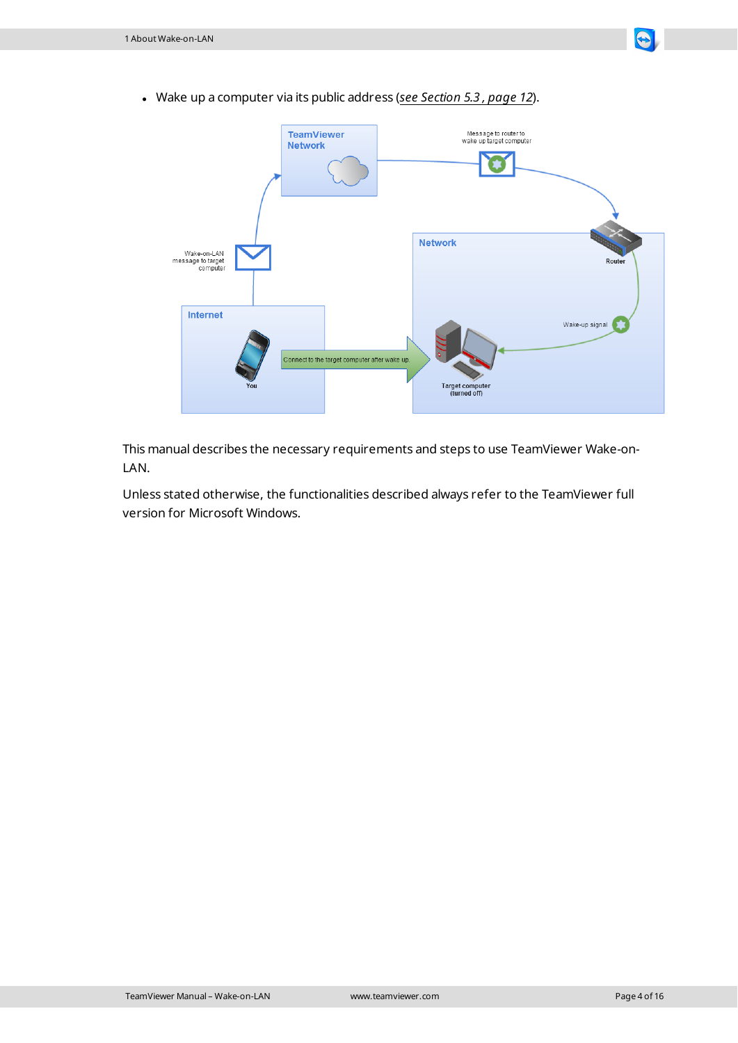- Wake up a computer via its public address (*see Section 5.3 , page 12*).

This manual describes the necessary requirements and steps to use TeamViewer Wake-on-LAN.

Unless stated otherwise, the functionalities described always refer to the TeamViewer full version for Microsoft Windows.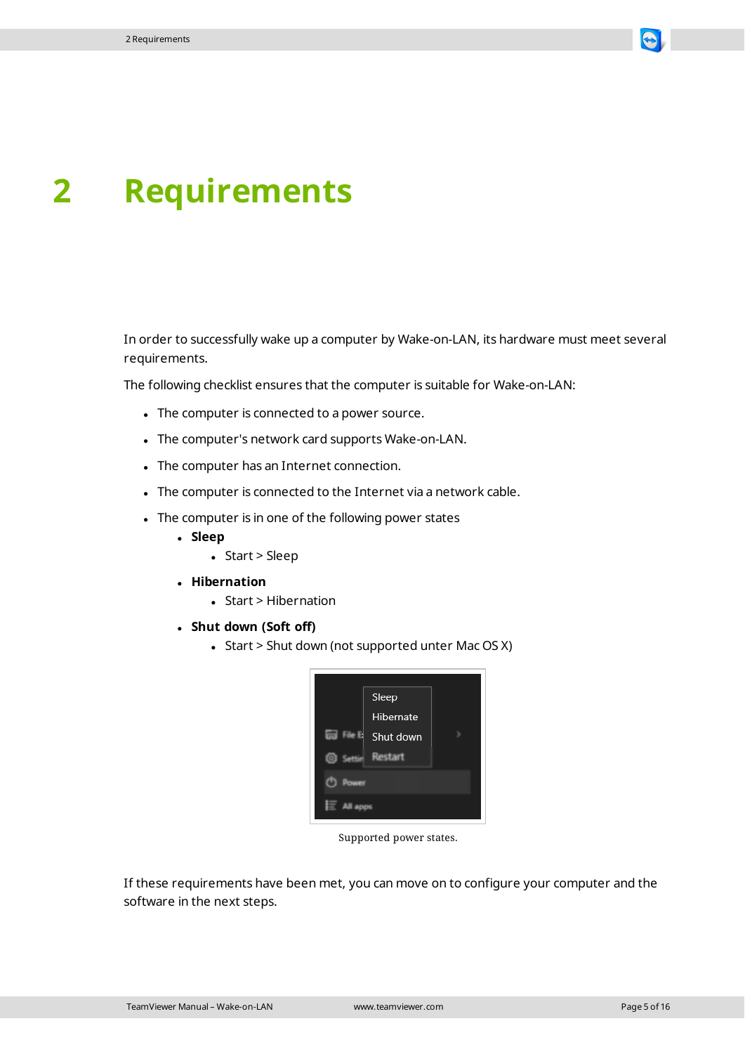# 2 Requirements

In order to successfully wake up a computer by Wake-on-LAN, its hardware must meet several requirements.

The following checklist ensures that the computer is suitable for Wake-on-LAN:

- The computer is connected to a power source.
- The computer's network card supports Wake-on-LAN.
- The computer has an Internet connection.
- The computer is connected to the Internet via a network cable.
- The computer is in one of the following power states
  - **Sleep**
    - Start > Sleep
  - **Hibernation**
    - Start > Hibernation
  - **Shut down (Soft off)**
    - Start > Shut down (not supported unter Mac OS X)

Supported power states.

If these requirements have been met, you can move on to configure your computer and the software in the next steps.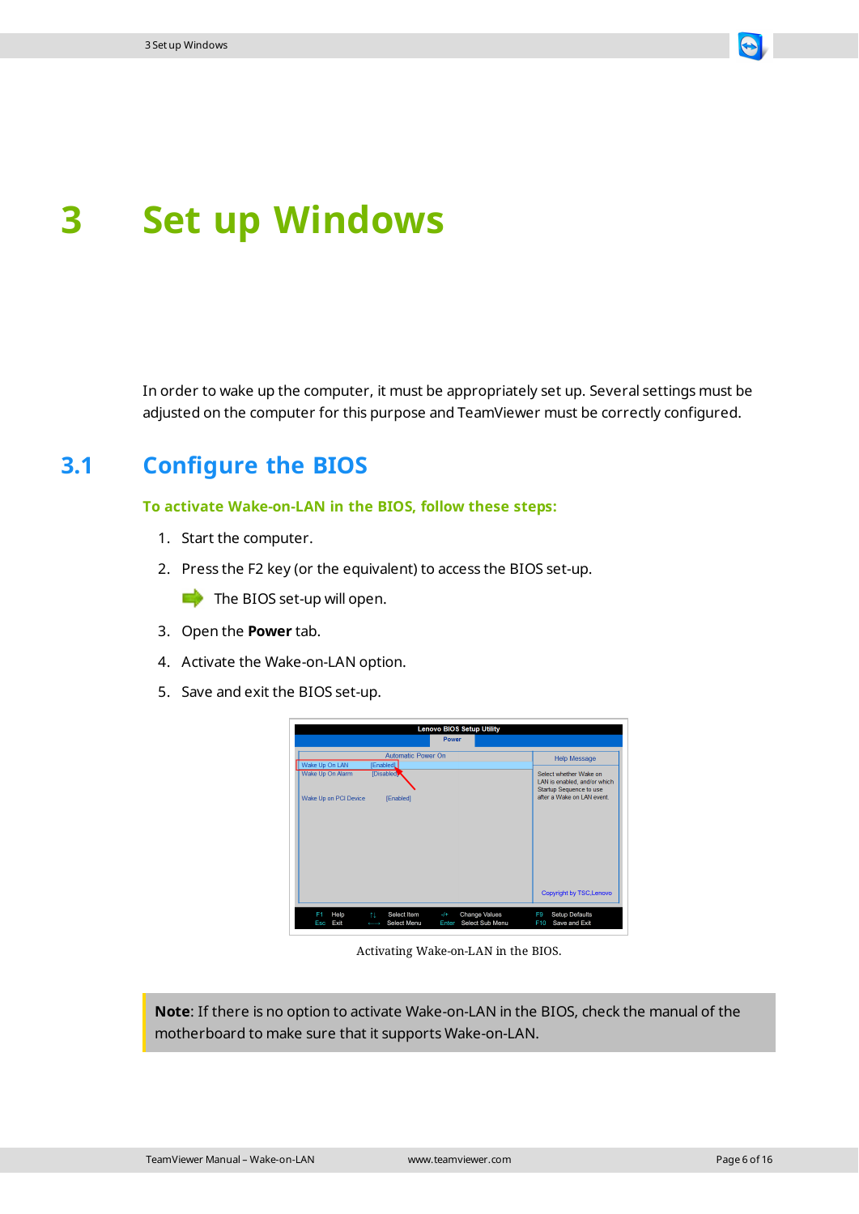# 3 Set up Windows

In order to wake up the computer, it must be appropriately set up. Several settings must be adjusted on the computer for this purpose and TeamViewer must be correctly configured.

## 3.1 Configure the BIOS

**To activate Wake-on-LAN in the BIOS, follow these steps:**

1. Start the computer.
2. Press the F2 key (or the equivalent) to access the BIOS set-up.

   ➡ The BIOS set-up will open.

3. Open the **Power** tab.
4. Activate the Wake-on-LAN option.
5. Save and exit the BIOS set-up.

Activating Wake-on-LAN in the BIOS.

> **Note**: If there is no option to activate Wake-on-LAN in the BIOS, check the manual of the motherboard to make sure that it supports Wake-on-LAN.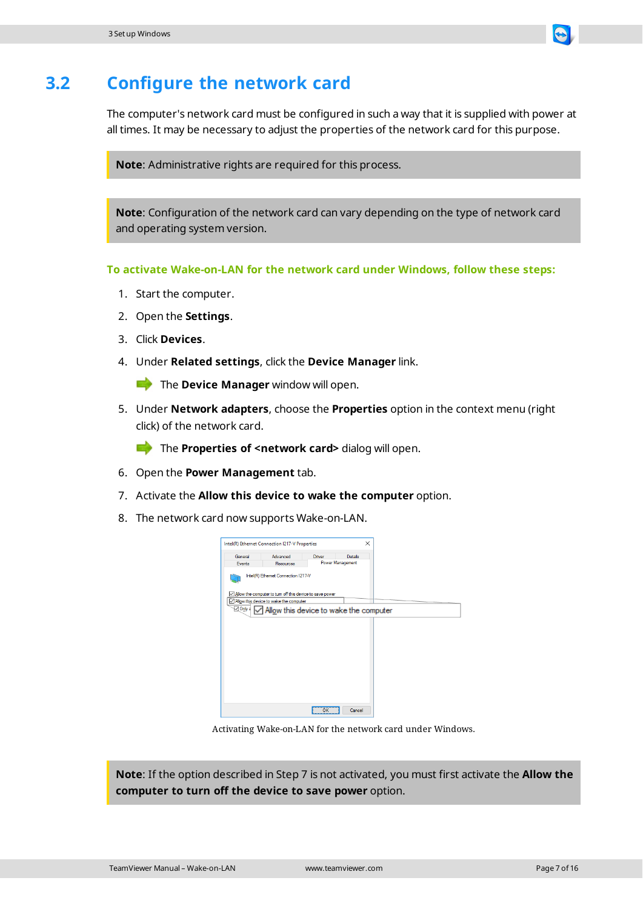## 3.2 Configure the network card

The computer's network card must be configured in such a way that it is supplied with power at all times. It may be necessary to adjust the properties of the network card for this purpose.

**Note**: Administrative rights are required for this process.

**Note**: Configuration of the network card can vary depending on the type of network card and operating system version.

**To activate Wake-on-LAN for the network card under Windows, follow these steps:**

1. Start the computer.
2. Open the **Settings**.
3. Click **Devices**.
4. Under **Related settings**, click the **Device Manager** link.
   
   The **Device Manager** window will open.
5. Under **Network adapters**, choose the **Properties** option in the context menu (right click) of the network card.
   
   The **Properties of <network card>** dialog will open.
6. Open the **Power Management** tab.
7. Activate the **Allow this device to wake the computer** option.
8. The network card now supports Wake-on-LAN.

Activating Wake-on-LAN for the network card under Windows.

**Note**: If the option described in Step 7 is not activated, you must first activate the **Allow the computer to turn off the device to save power** option.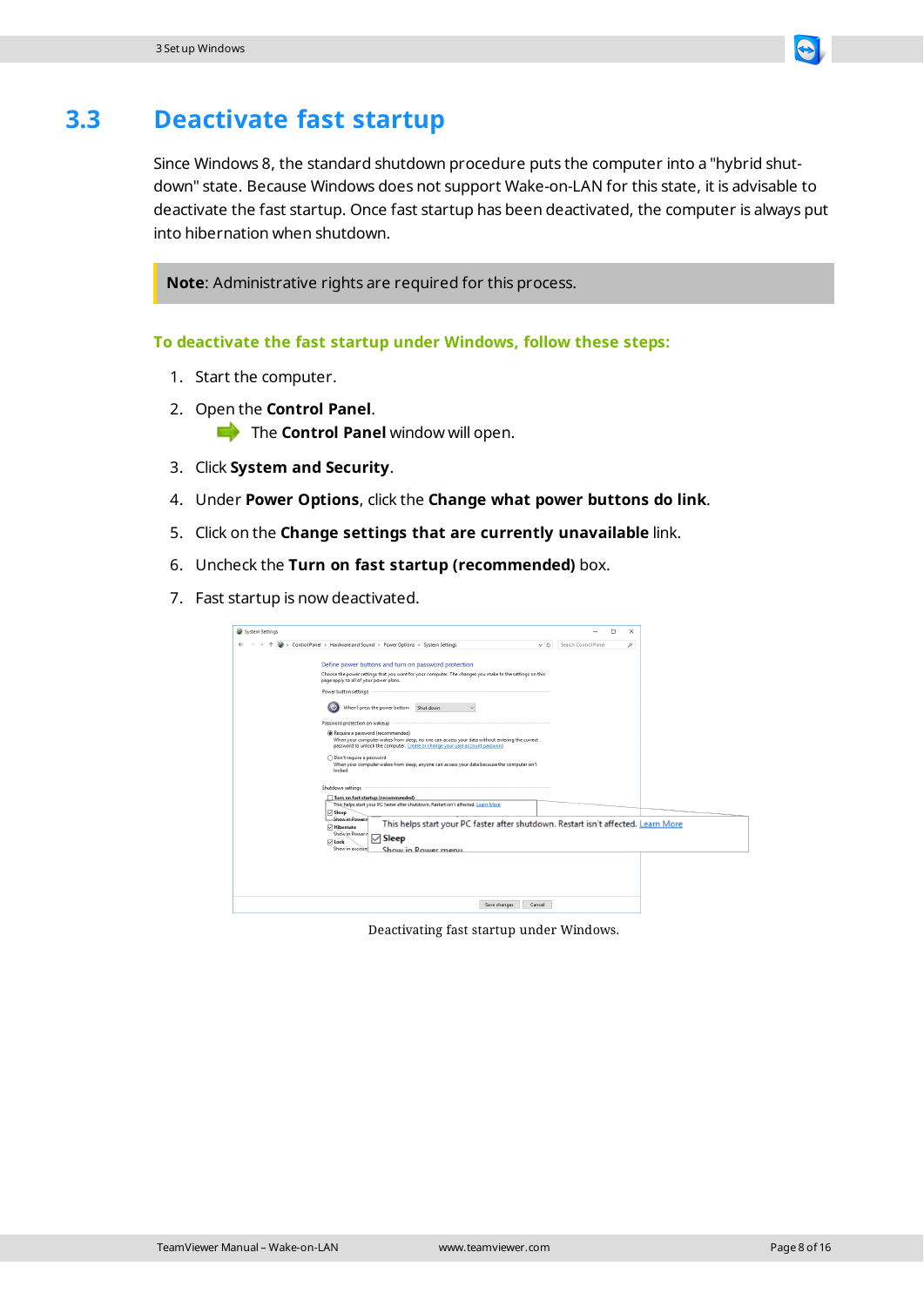## 3.3 Deactivate fast startup

Since Windows 8, the standard shutdown procedure puts the computer into a "hybrid shut-down" state. Because Windows does not support Wake-on-LAN for this state, it is advisable to deactivate the fast startup. Once fast startup has been deactivated, the computer is always put into hibernation when shutdown.

> **Note**: Administrative rights are required for this process.

### To deactivate the fast startup under Windows, follow these steps:

1. Start the computer.
2. Open the **Control Panel**.
   ➡ The **Control Panel** window will open.
3. Click **System and Security**.
4. Under **Power Options**, click the **Change what power buttons do link**.
5. Click on the **Change settings that are currently unavailable** link.
6. Uncheck the **Turn on fast startup (recommended)** box.
7. Fast startup is now deactivated.

Deactivating fast startup under Windows.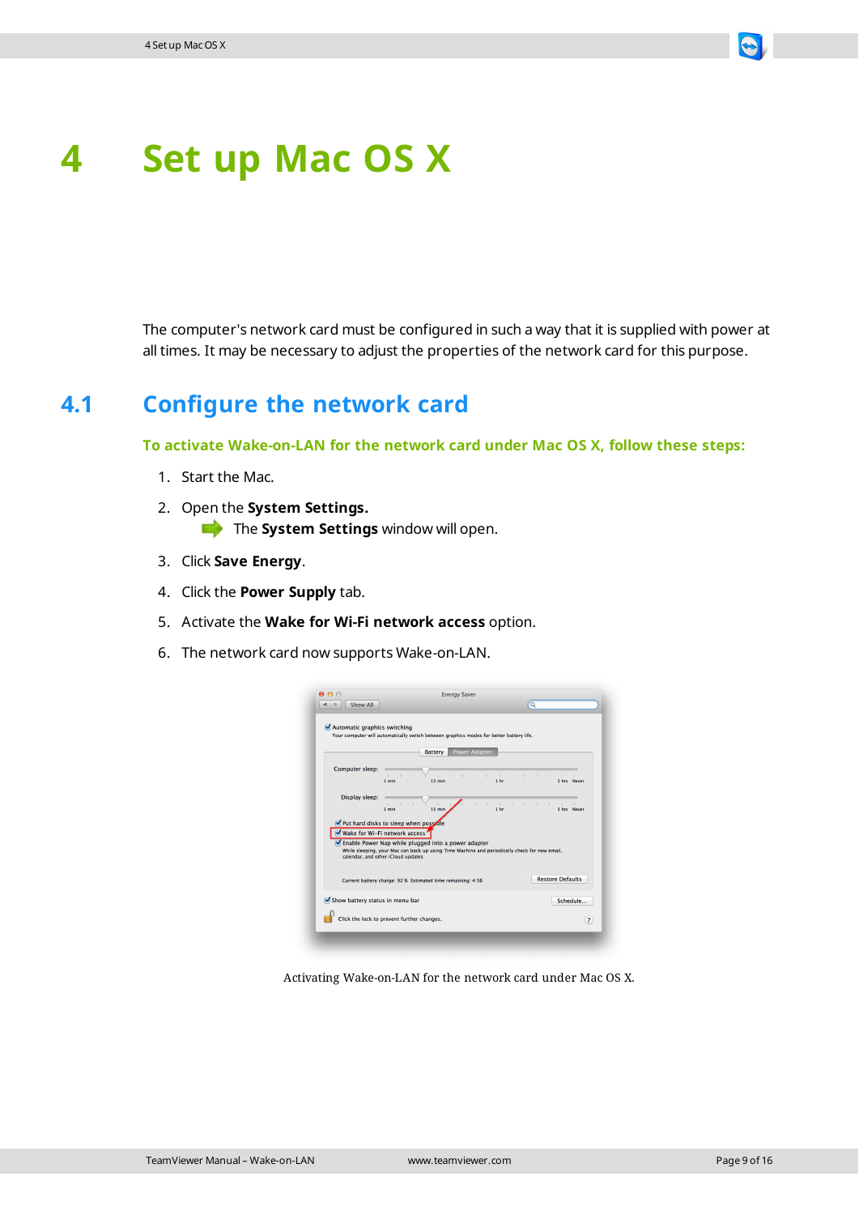# 4 Set up Mac OS X

The computer's network card must be configured in such a way that it is supplied with power at all times. It may be necessary to adjust the properties of the network card for this purpose.

## 4.1 Configure the network card

**To activate Wake-on-LAN for the network card under Mac OS X, follow these steps:**

1. Start the Mac.
2. Open the **System Settings.**
   
   ➡ The **System Settings** window will open.
3. Click **Save Energy**.
4. Click the **Power Supply** tab.
5. Activate the **Wake for Wi-Fi network access** option.
6. The network card now supports Wake-on-LAN.

Activating Wake-on-LAN for the network card under Mac OS X.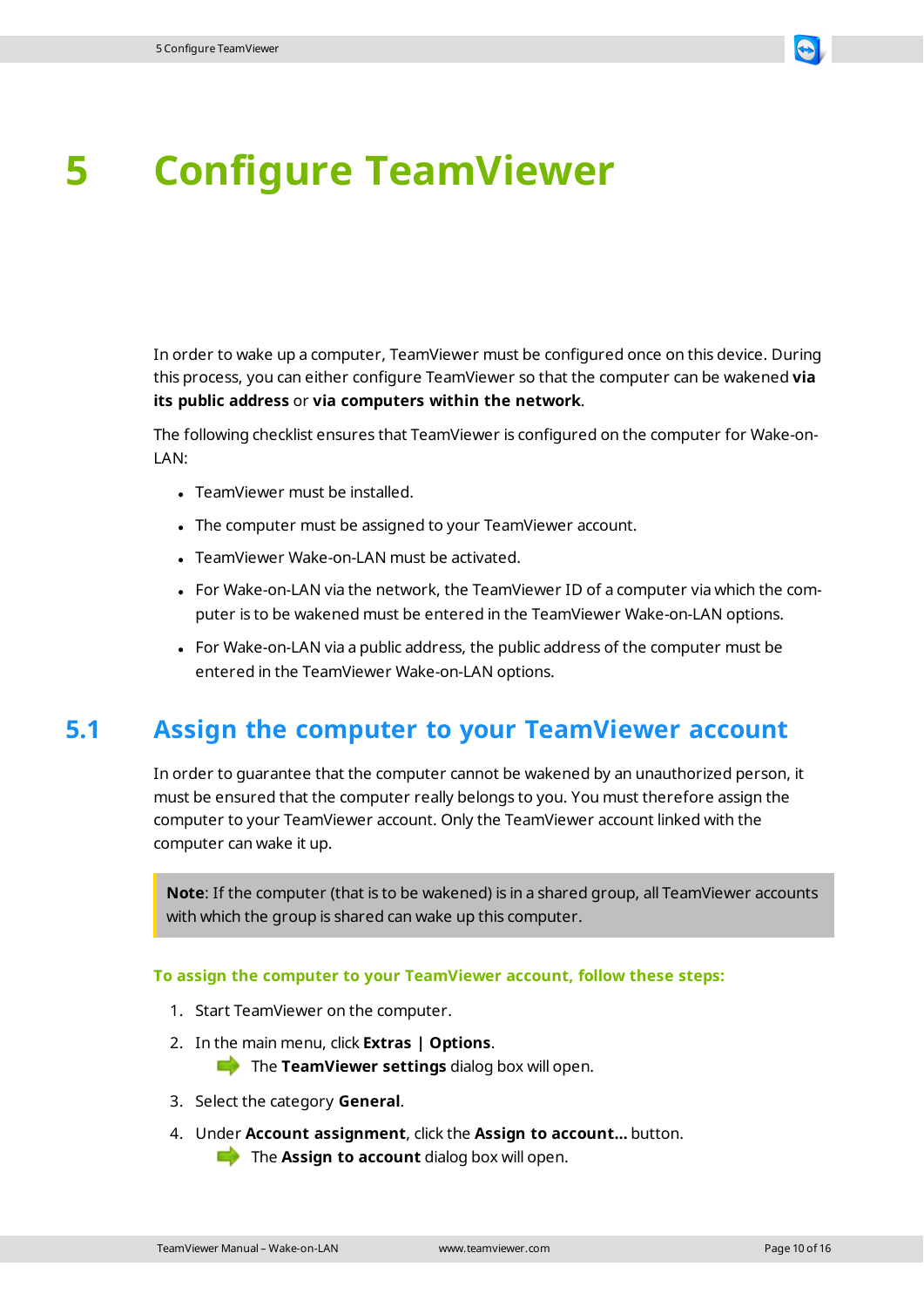# 5 Configure TeamViewer

In order to wake up a computer, TeamViewer must be configured once on this device. During this process, you can either configure TeamViewer so that the computer can be wakened **via its public address** or **via computers within the network**.

The following checklist ensures that TeamViewer is configured on the computer for Wake-on-LAN:

- TeamViewer must be installed.
- The computer must be assigned to your TeamViewer account.
- TeamViewer Wake-on-LAN must be activated.
- For Wake-on-LAN via the network, the TeamViewer ID of a computer via which the computer is to be wakened must be entered in the TeamViewer Wake-on-LAN options.
- For Wake-on-LAN via a public address, the public address of the computer must be entered in the TeamViewer Wake-on-LAN options.

## 5.1 Assign the computer to your TeamViewer account

In order to guarantee that the computer cannot be wakened by an unauthorized person, it must be ensured that the computer really belongs to you. You must therefore assign the computer to your TeamViewer account. Only the TeamViewer account linked with the computer can wake it up.

> **Note**: If the computer (that is to be wakened) is in a shared group, all TeamViewer accounts with which the group is shared can wake up this computer.

**To assign the computer to your TeamViewer account, follow these steps:**

1. Start TeamViewer on the computer.
2. In the main menu, click **Extras | Options**.
   ➡ The **TeamViewer settings** dialog box will open.
3. Select the category **General**.
4. Under **Account assignment**, click the **Assign to account...** button.
   ➡ The **Assign to account** dialog box will open.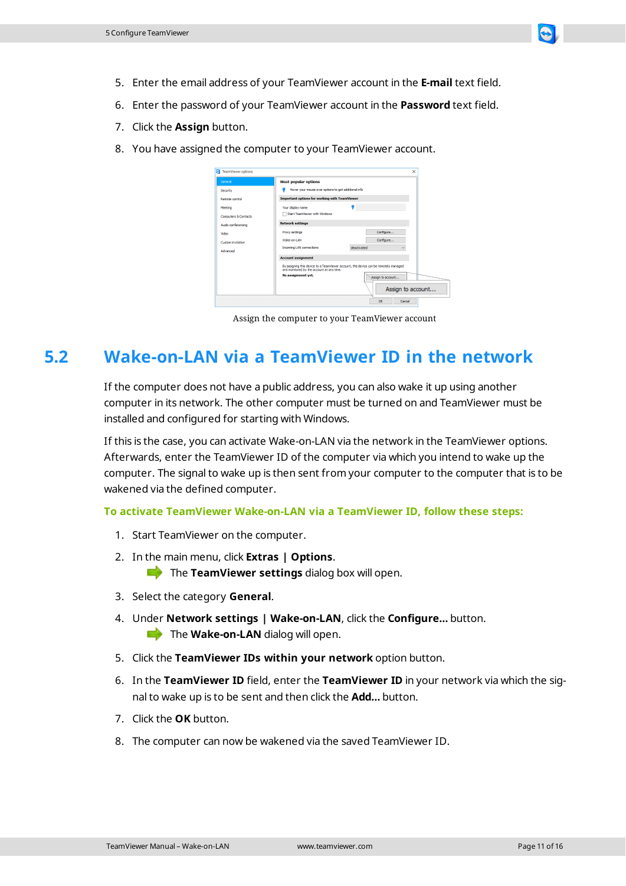5. Enter the email address of your TeamViewer account in the **E-mail** text field.
6. Enter the password of your TeamViewer account in the **Password** text field.
7. Click the **Assign** button.
8. You have assigned the computer to your TeamViewer account.

Assign the computer to your TeamViewer account

## 5.2 Wake-on-LAN via a TeamViewer ID in the network

If the computer does not have a public address, you can also wake it up using another computer in its network. The other computer must be turned on and TeamViewer must be installed and configured for starting with Windows.

If this is the case, you can activate Wake-on-LAN via the network in the TeamViewer options. Afterwards, enter the TeamViewer ID of the computer via which you intend to wake up the computer. The signal to wake up is then sent from your computer to the computer that is to be wakened via the defined computer.

**To activate TeamViewer Wake-on-LAN via a TeamViewer ID, follow these steps:**

1. Start TeamViewer on the computer.
2. In the main menu, click **Extras | Options**.
   - The **TeamViewer settings** dialog box will open.
3. Select the category **General**.
4. Under **Network settings | Wake-on-LAN**, click the **Configure...** button.
   - The **Wake-on-LAN** dialog will open.
5. Click the **TeamViewer IDs within your network** option button.
6. In the **TeamViewer ID** field, enter the **TeamViewer ID** in your network via which the signal to wake up is to be sent and then click the **Add...** button.
7. Click the **OK** button.
8. The computer can now be wakened via the saved TeamViewer ID.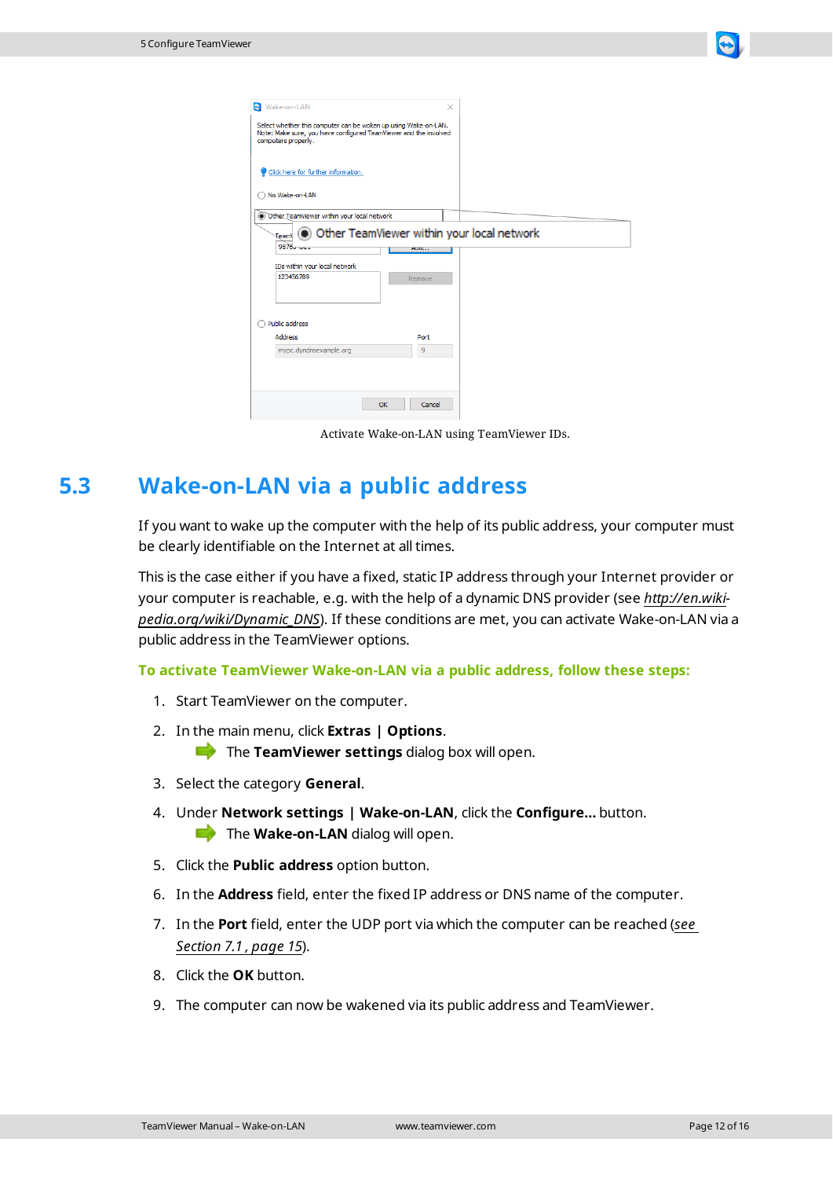Activate Wake-on-LAN using TeamViewer IDs.

## 5.3 Wake-on-LAN via a public address

If you want to wake up the computer with the help of its public address, your computer must be clearly identifiable on the Internet at all times.

This is the case either if you have a fixed, static IP address through your Internet provider or your computer is reachable, e.g. with the help of a dynamic DNS provider (see *http://en.wikipedia.org/wiki/Dynamic_DNS*). If these conditions are met, you can activate Wake-on-LAN via a public address in the TeamViewer options.

**To activate TeamViewer Wake-on-LAN via a public address, follow these steps:**

1. Start TeamViewer on the computer.
2. In the main menu, click **Extras | Options**.
   
   The **TeamViewer settings** dialog box will open.
3. Select the category **General**.
4. Under **Network settings | Wake-on-LAN**, click the **Configure...** button.
   
   The **Wake-on-LAN** dialog will open.
5. Click the **Public address** option button.
6. In the **Address** field, enter the fixed IP address or DNS name of the computer.
7. In the **Port** field, enter the UDP port via which the computer can be reached (*see Section 7.1 , page 15*).
8. Click the **OK** button.
9. The computer can now be wakened via its public address and TeamViewer.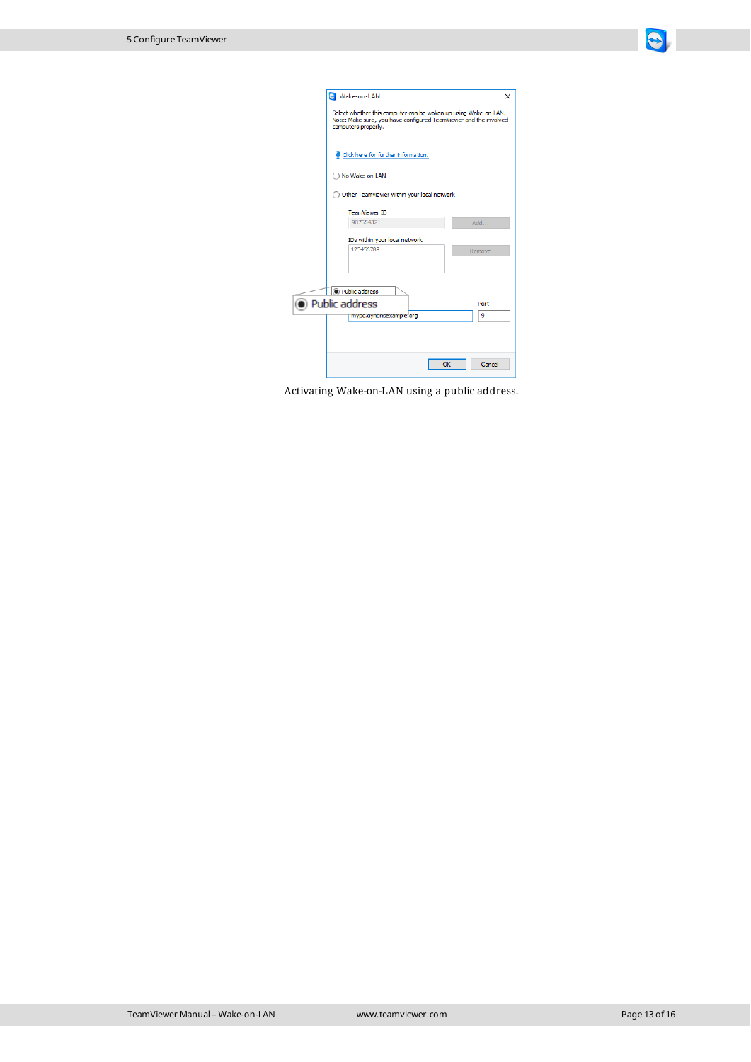Activating Wake-on-LAN using a public address.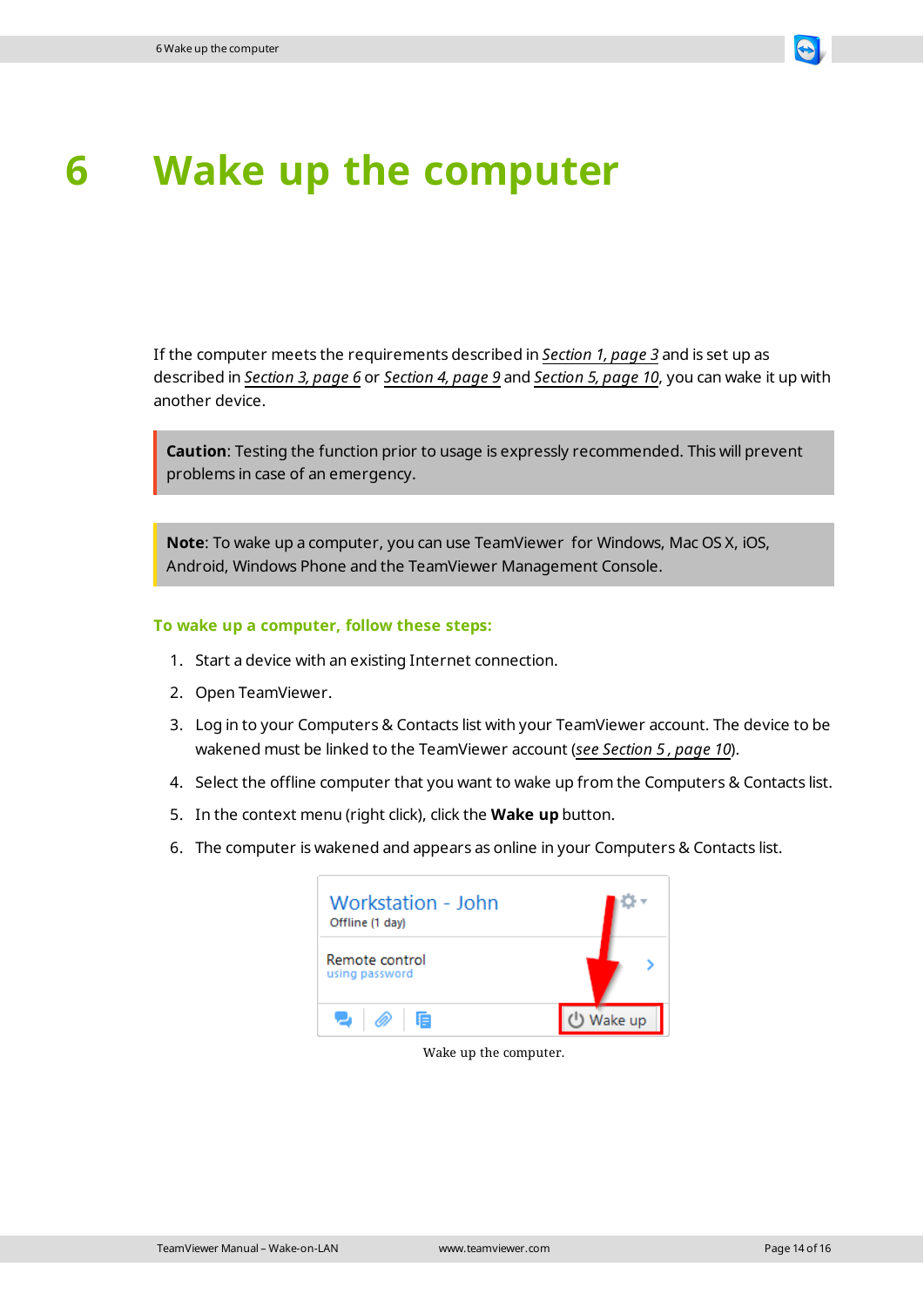# 6 Wake up the computer

If the computer meets the requirements described in *Section 1, page 3* and is set up as described in *Section 3, page 6* or *Section 4, page 9* and *Section 5, page 10*, you can wake it up with another device.

> **Caution**: Testing the function prior to usage is expressly recommended. This will prevent problems in case of an emergency.

> **Note**: To wake up a computer, you can use TeamViewer for Windows, Mac OS X, iOS, Android, Windows Phone and the TeamViewer Management Console.

**To wake up a computer, follow these steps:**

1. Start a device with an existing Internet connection.
2. Open TeamViewer.
3. Log in to your Computers & Contacts list with your TeamViewer account. The device to be wakened must be linked to the TeamViewer account (*see Section 5 , page 10*).
4. Select the offline computer that you want to wake up from the Computers & Contacts list.
5. In the context menu (right click), click the **Wake up** button.
6. The computer is wakened and appears as online in your Computers & Contacts list.

Wake up the computer.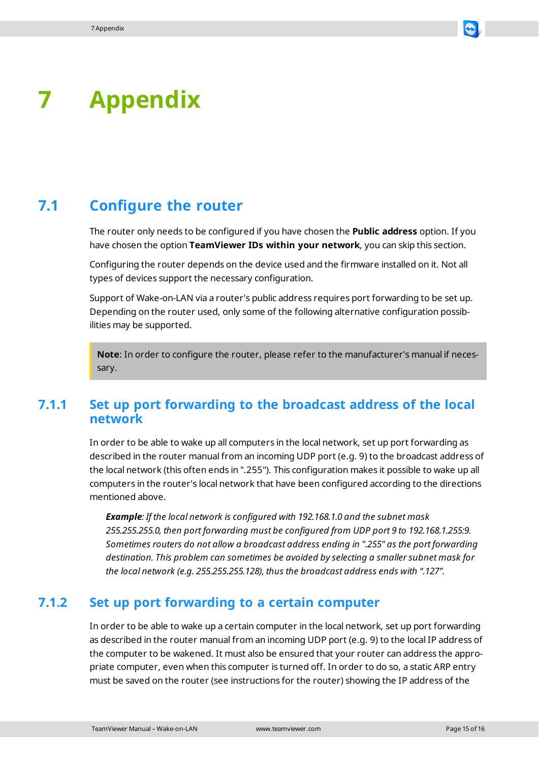# 7 Appendix

## 7.1 Configure the router

The router only needs to be configured if you have chosen the **Public address** option. If you have chosen the option **TeamViewer IDs within your network**, you can skip this section.

Configuring the router depends on the device used and the firmware installed on it. Not all types of devices support the necessary configuration.

Support of Wake-on-LAN via a router's public address requires port forwarding to be set up. Depending on the router used, only some of the following alternative configuration possibilities may be supported.

> **Note**: In order to configure the router, please refer to the manufacturer's manual if necessary.

### 7.1.1 Set up port forwarding to the broadcast address of the local network

In order to be able to wake up all computers in the local network, set up port forwarding as described in the router manual from an incoming UDP port (e.g. 9) to the broadcast address of the local network (this often ends in ".255"). This configuration makes it possible to wake up all computers in the router's local network that have been configured according to the directions mentioned above.

> ***Example**: If the local network is configured with 192.168.1.0 and the subnet mask 255.255.255.0, then port forwarding must be configured from UDP port 9 to 192.168.1.255:9. Sometimes routers do not allow a broadcast address ending in ".255" as the port forwarding destination. This problem can sometimes be avoided by selecting a smaller subnet mask for the local network (e.g. 255.255.255.128), thus the broadcast address ends with ".127".*

### 7.1.2 Set up port forwarding to a certain computer

In order to be able to wake up a certain computer in the local network, set up port forwarding as described in the router manual from an incoming UDP port (e.g. 9) to the local IP address of the computer to be wakened. It must also be ensured that your router can address the appropriate computer, even when this computer is turned off. In order to do so, a static ARP entry must be saved on the router (see instructions for the router) showing the IP address of the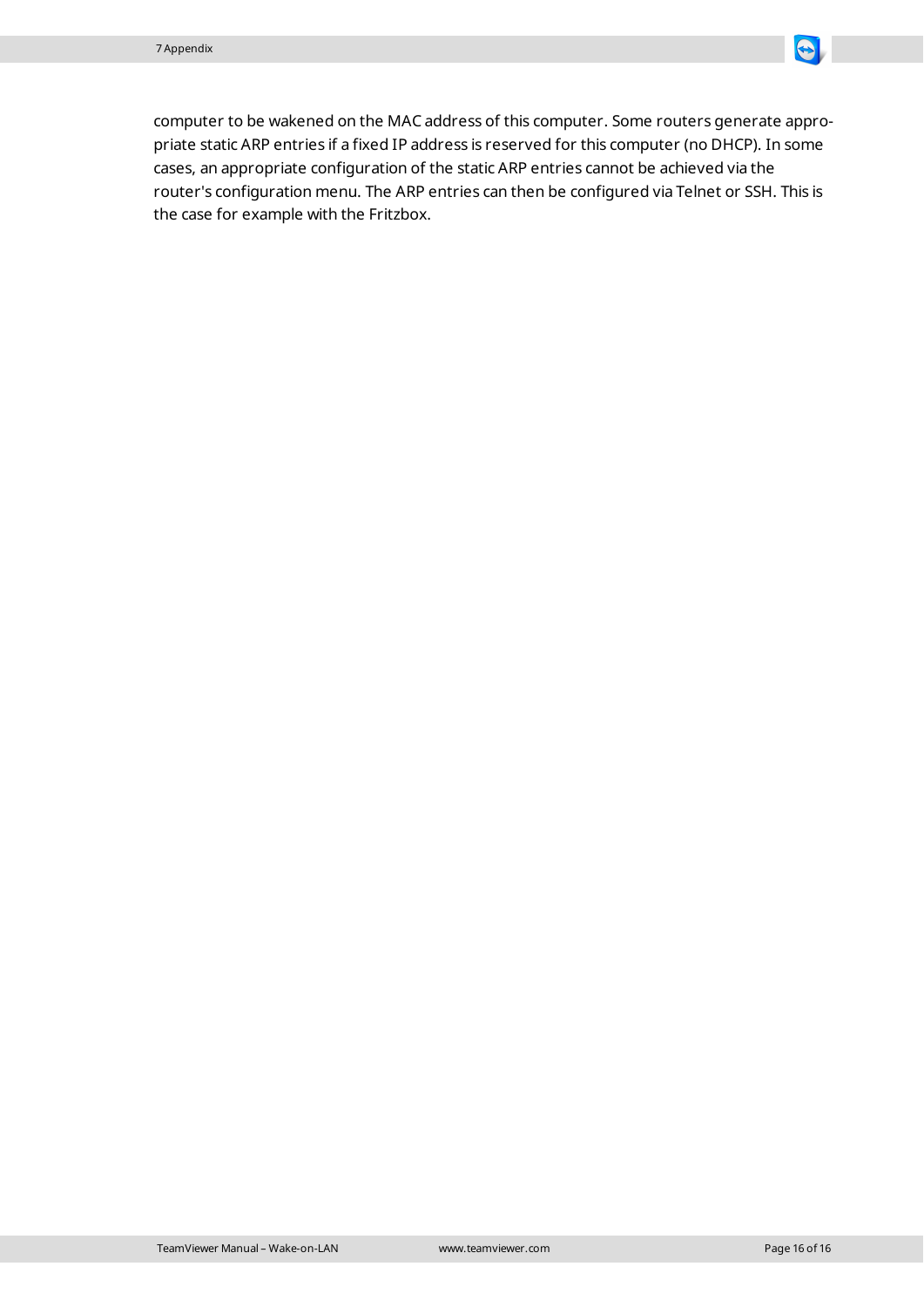computer to be wakened on the MAC address of this computer. Some routers generate appropriate static ARP entries if a fixed IP address is reserved for this computer (no DHCP). In some cases, an appropriate configuration of the static ARP entries cannot be achieved via the router's configuration menu. The ARP entries can then be configured via Telnet or SSH. This is the case for example with the Fritzbox.